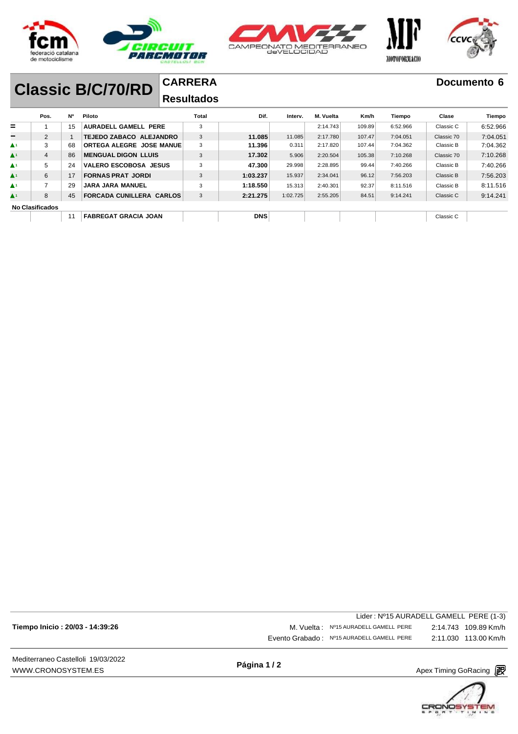# Classic B/C/70/RD

## CARRERA

## Resultados

**Documento 6**

| | Pos. | Nº | Piloto | Total | Dif. | Interv. | M. Vuelta | Km/h | Tiempo | Clase | Tiempo |
|---|---|---|---|---|---|---|---|---|---|---|---|
| = | 1 | 15 | **AURADELL GAMELL PERE** | 3 | | | 2:14.743 | 109.89 | 6:52.966 | Classic C | 6:52.966 |
| – | 2 | 1 | **TEJEDO ZABACO ALEJANDRO** | 3 | **11.085** | 11.085 | 2:17.780 | 107.47 | 7:04.051 | Classic 70 | 7:04.051 |
| ▲1 | 3 | 68 | **ORTEGA ALEGRE JOSE MANUE** | 3 | **11.396** | 0.311 | 2:17.820 | 107.44 | 7:04.362 | Classic B | 7:04.362 |
| ▲1 | 4 | 86 | **MENGUAL DIGON LLUIS** | 3 | **17.302** | 5.906 | 2:20.504 | 105.38 | 7:10.268 | Classic 70 | 7:10.268 |
| ▲1 | 5 | 24 | **VALERO ESCOBOSA JESUS** | 3 | **47.300** | 29.998 | 2:28.895 | 99.44 | 7:40.266 | Classic B | 7:40.266 |
| ▲1 | 6 | 17 | **FORNAS PRAT JORDI** | 3 | **1:03.237** | 15.937 | 2:34.041 | 96.12 | 7:56.203 | Classic B | 7:56.203 |
| ▲1 | 7 | 29 | **JARA JARA MANUEL** | 3 | **1:18.550** | 15.313 | 2:40.301 | 92.37 | 8:11.516 | Classic B | 8:11.516 |
| ▲1 | 8 | 45 | **FORCADA CUNILLERA CARLOS** | 3 | **2:21.275** | 1:02.725 | 2:55.205 | 84.51 | 9:14.241 | Classic C | 9:14.241 |
| **No Clasificados** | | | | | | | | | | | |
| | | 11 | **FABREGAT GRACIA JOAN** | | **DNS** | | | | | Classic C | |

Lider : Nº15 AURADELL GAMELL PERE (1-3)

**Tiempo Inicio : 20/03 - 14:39:26**

M. Vuelta : Nº15 AURADELL GAMELL PERE 2:14.743 109.89 Km/h

Evento Grabado : Nº15 AURADELL GAMELL PERE 2:11.030 113.00 Km/h

Mediterraneo Castelloli 19/03/2022
WWW.CRONOSYSTEM.ES

Apex Timing GoRacing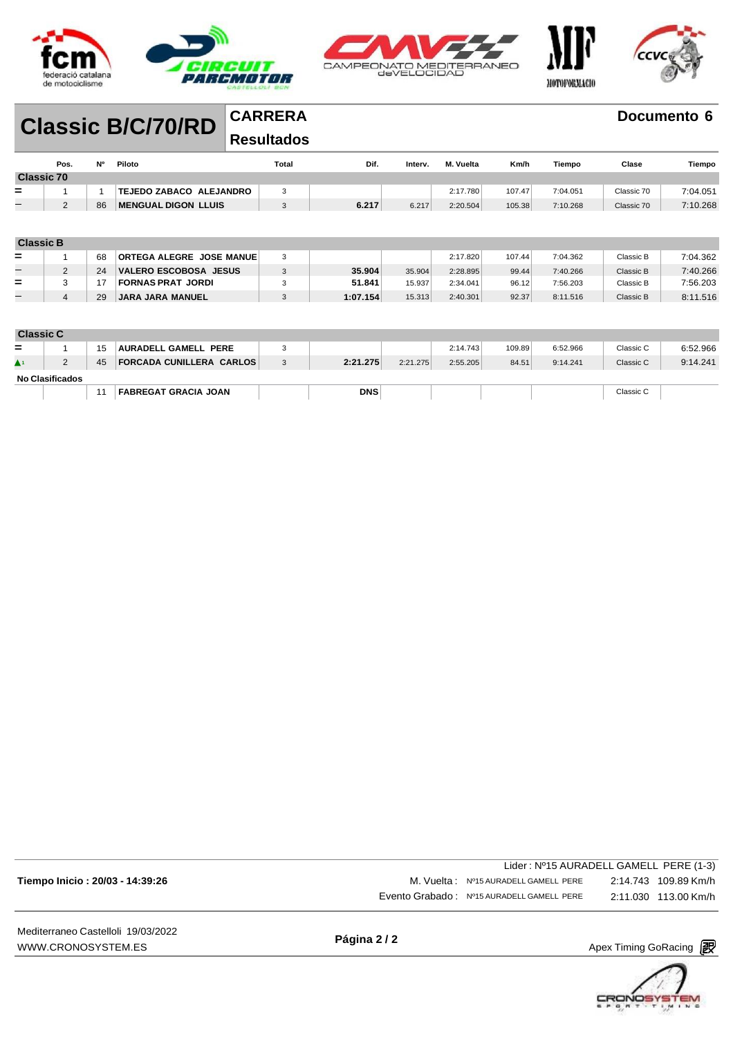# Classic B/C/70/RD

## CARRERA

## Resultados

**Documento 6**

| | Pos. | Nº | Piloto | Total | Dif. | Interv. | M. Vuelta | Km/h | Tiempo | Clase | Tiempo |
|---|---|---|---|---|---|---|---|---|---|---|---|
| **Classic 70** | | | | | | | | | | | |
| = | 1 | 1 | **TEJEDO ZABACO ALEJANDRO** | 3 | | | 2:17.780 | 107.47 | 7:04.051 | Classic 70 | 7:04.051 |
| – | 2 | 86 | **MENGUAL DIGON LLUIS** | 3 | **6.217** | 6.217 | 2:20.504 | 105.38 | 7:10.268 | Classic 70 | 7:10.268 |
| **Classic B** | | | | | | | | | | | |
| = | 1 | 68 | **ORTEGA ALEGRE JOSE MANUE** | 3 | | | 2:17.820 | 107.44 | 7:04.362 | Classic B | 7:04.362 |
| – | 2 | 24 | **VALERO ESCOBOSA JESUS** | 3 | **35.904** | 35.904 | 2:28.895 | 99.44 | 7:40.266 | Classic B | 7:40.266 |
| = | 3 | 17 | **FORNAS PRAT JORDI** | 3 | **51.841** | 15.937 | 2:34.041 | 96.12 | 7:56.203 | Classic B | 7:56.203 |
| – | 4 | 29 | **JARA JARA MANUEL** | 3 | **1:07.154** | 15.313 | 2:40.301 | 92.37 | 8:11.516 | Classic B | 8:11.516 |
| **Classic C** | | | | | | | | | | | |
| = | 1 | 15 | **AURADELL GAMELL PERE** | 3 | | | 2:14.743 | 109.89 | 6:52.966 | Classic C | 6:52.966 |
| ▲1 | 2 | 45 | **FORCADA CUNILLERA CARLOS** | 3 | **2:21.275** | 2:21.275 | 2:55.205 | 84.51 | 9:14.241 | Classic C | 9:14.241 |
| **No Clasificados** | | | | | | | | | | | |
| | | 11 | **FABREGAT GRACIA JOAN** | | **DNS** | | | | | Classic C | |

Lider : Nº15 AURADELL GAMELL PERE (1-3)

**Tiempo Inicio : 20/03 - 14:39:26**

M. Vuelta : Nº15 AURADELL GAMELL PERE 2:14.743 109.89 Km/h

Evento Grabado : Nº15 AURADELL GAMELL PERE 2:11.030 113.00 Km/h

Mediterraneo Castelloli 19/03/2022
WWW.CRONOSYSTEM.ES

Apex Timing GoRacing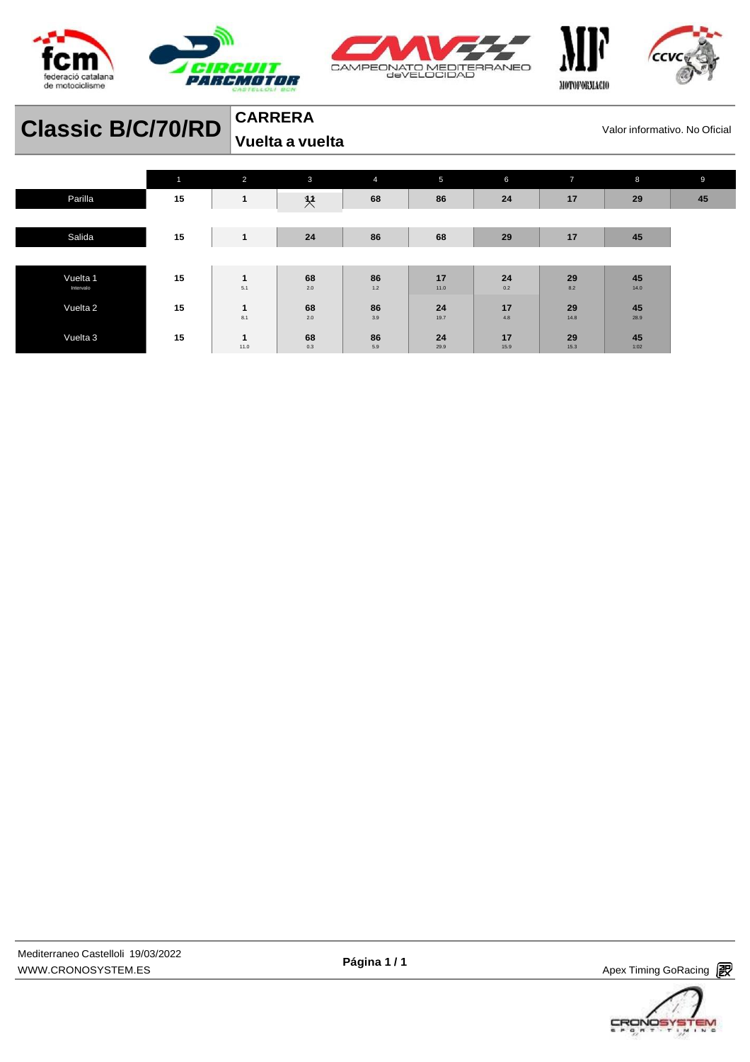# Classic B/C/70/RD

**CARRERA**
**Vuelta a vuelta**

Valor informativo. No Oficial

| | 1 | 2 | 3 | 4 | 5 | 6 | 7 | 8 | 9 |
|---|---|---|---|---|---|---|---|---|---|
| Parilla | 15 | 1 | 11 | 68 | 86 | 24 | 17 | 29 | 45 |
| Salida | 15 | 1 | 24 | 86 | 68 | 29 | 17 | 45 | |
| Vuelta 1 Intervalo | 15 | 1 5.1 | 68 2.0 | 86 1.2 | 17 11.0 | 24 0.2 | 29 8.2 | 45 14.0 | |
| Vuelta 2 | 15 | 1 8.1 | 68 2.0 | 86 3.9 | 24 19.7 | 17 4.8 | 29 14.8 | 45 28.9 | |
| Vuelta 3 | 15 | 1 11.0 | 68 0.3 | 86 5.9 | 24 29.9 | 17 15.9 | 29 15.3 | 45 1:02 | |

Mediterraneo Castelloli 19/03/2022
WWW.CRONOSYSTEM.ES

Apex Timing GoRacing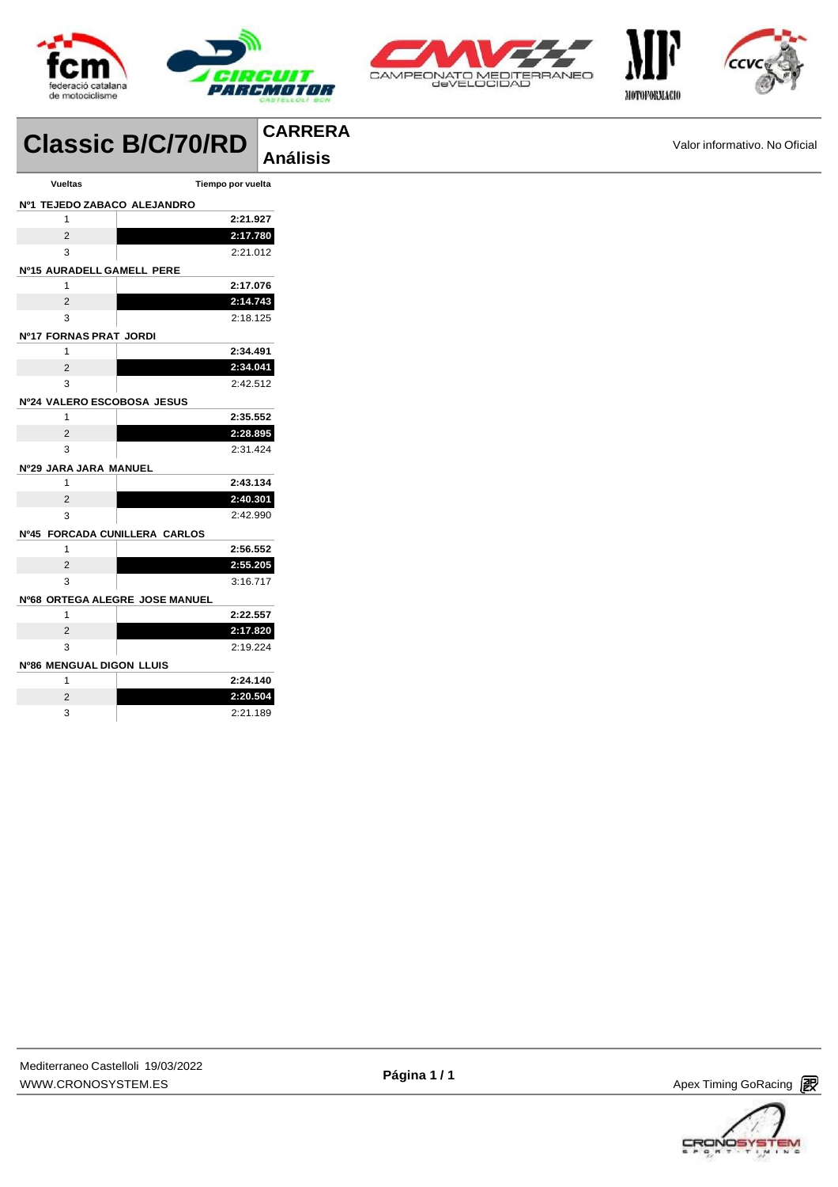# Classic B/C/70/RD

## CARRERA

## Análisis

Valor informativo. No Oficial

| Vueltas | Tiempo por vuelta |
|---|---|
| **Nº1 TEJEDO ZABACO ALEJANDRO** | |
| 1 | **2:21.927** |
| 2 | **2:17.780** |
| 3 | 2:21.012 |
| **Nº15 AURADELL GAMELL PERE** | |
| 1 | **2:17.076** |
| 2 | **2:14.743** |
| 3 | 2:18.125 |
| **Nº17 FORNAS PRAT JORDI** | |
| 1 | **2:34.491** |
| 2 | **2:34.041** |
| 3 | 2:42.512 |
| **Nº24 VALERO ESCOBOSA JESUS** | |
| 1 | **2:35.552** |
| 2 | **2:28.895** |
| 3 | 2:31.424 |
| **Nº29 JARA JARA MANUEL** | |
| 1 | **2:43.134** |
| 2 | **2:40.301** |
| 3 | 2:42.990 |
| **Nº45 FORCADA CUNILLERA CARLOS** | |
| 1 | **2:56.552** |
| 2 | **2:55.205** |
| 3 | 3:16.717 |
| **Nº68 ORTEGA ALEGRE JOSE MANUEL** | |
| 1 | **2:22.557** |
| 2 | **2:17.820** |
| 3 | 2:19.224 |
| **Nº86 MENGUAL DIGON LLUIS** | |
| 1 | **2:24.140** |
| 2 | **2:20.504** |
| 3 | 2:21.189 |

Mediterraneo Castelloli 19/03/2022
WWW.CRONOSYSTEM.ES

Apex Timing GoRacing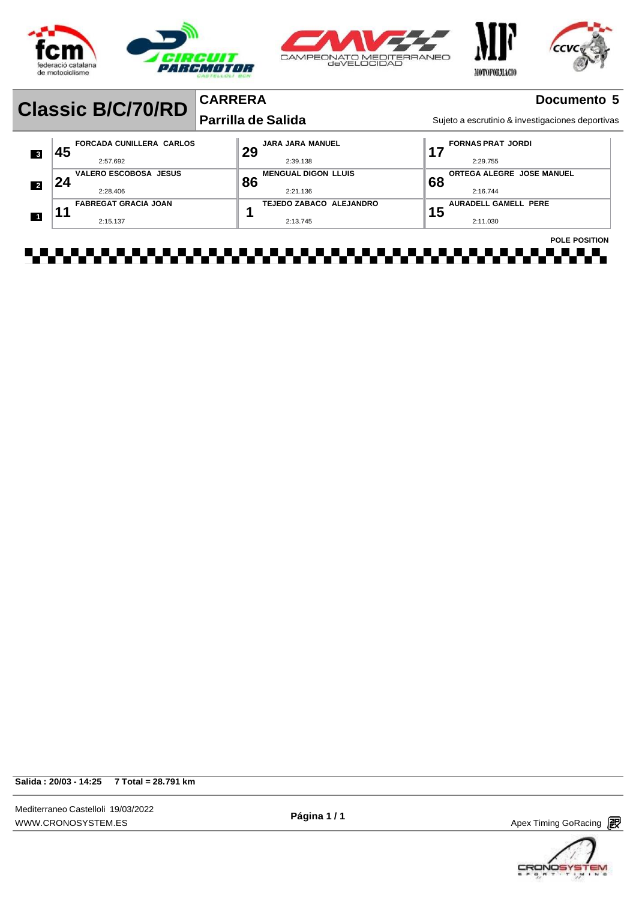## Classic B/C/70/RD

**CARRERA** — **Documento 5**

**Parrilla de Salida**

Sujeto a escrutinio & investigaciones deportivas

| Fila | | | |
|---|---|---|---|
| 3 | **45** FORCADA CUNILLERA CARLOS 2:57.692 | **29** JARA JARA MANUEL 2:39.138 | **17** FORNAS PRAT JORDI 2:29.755 |
| 2 | **24** VALERO ESCOBOSA JESUS 2:28.406 | **86** MENGUAL DIGON LLUIS 2:21.136 | **68** ORTEGA ALEGRE JOSE MANUEL 2:16.744 |
| 1 | **11** FABREGAT GRACIA JOAN 2:15.137 | **1** TEJEDO ZABACO ALEJANDRO 2:13.745 | **15** AURADELL GAMELL PERE 2:11.030 |

**POLE POSITION**

**Salida : 20/03 - 14:25** **7 Total = 28.791 km**

Mediterraneo Castelloli 19/03/2022
WWW.CRONOSYSTEM.ES

Apex Timing GoRacing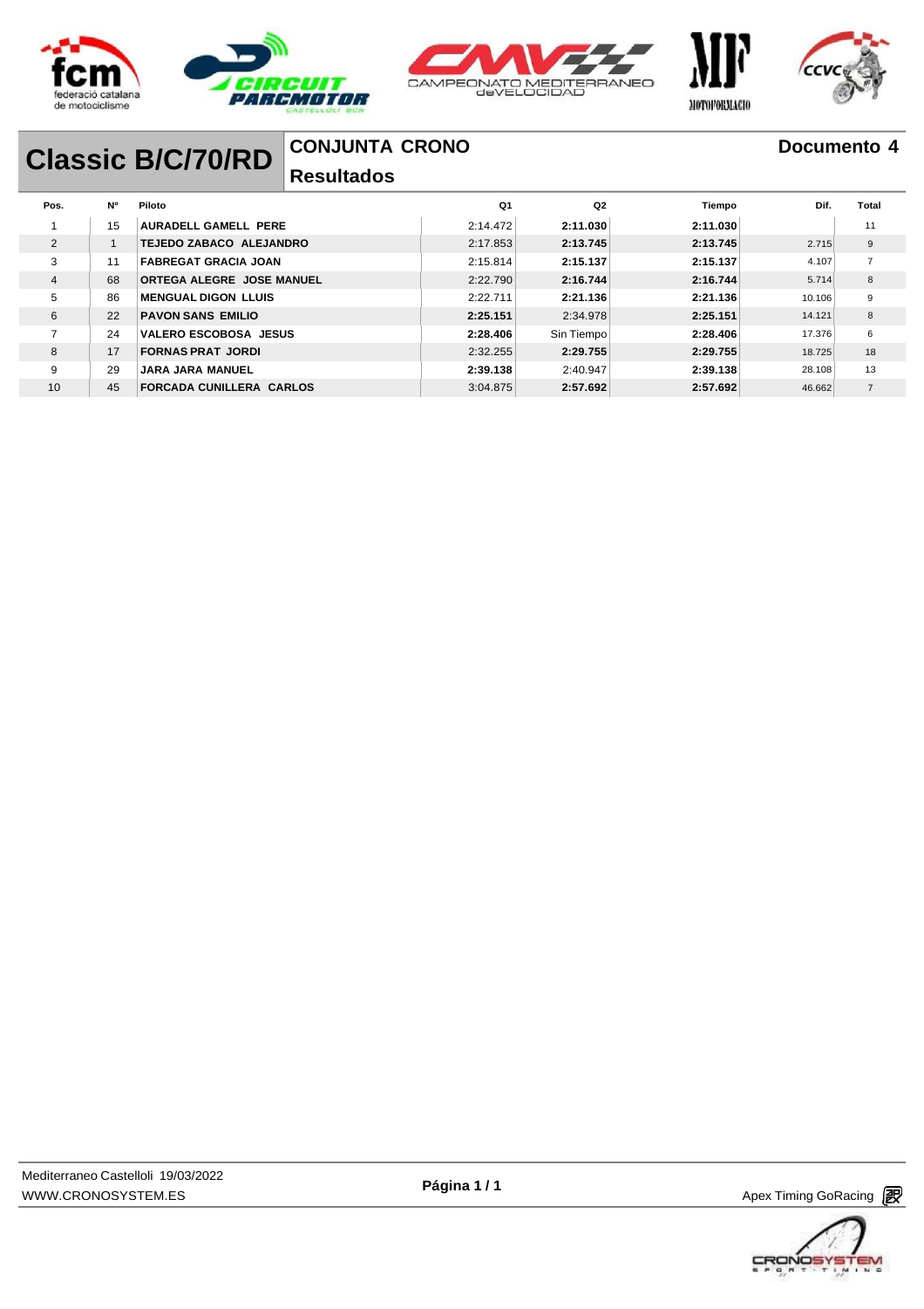# Classic B/C/70/RD

## CONJUNTA CRONO

## Resultados

**Documento 4**

| Pos. | Nº | Piloto | Q1 | Q2 | Tiempo | Dif. | Total |
|---|---|---|---|---|---|---|---|
| 1 | 15 | **AURADELL GAMELL PERE** | 2:14.472 | **2:11.030** | **2:11.030** | | 11 |
| 2 | 1 | **TEJEDO ZABACO ALEJANDRO** | 2:17.853 | **2:13.745** | **2:13.745** | 2.715 | 9 |
| 3 | 11 | **FABREGAT GRACIA JOAN** | 2:15.814 | **2:15.137** | **2:15.137** | 4.107 | 7 |
| 4 | 68 | **ORTEGA ALEGRE JOSE MANUEL** | 2:22.790 | **2:16.744** | **2:16.744** | 5.714 | 8 |
| 5 | 86 | **MENGUAL DIGON LLUIS** | 2:22.711 | **2:21.136** | **2:21.136** | 10.106 | 9 |
| 6 | 22 | **PAVON SANS EMILIO** | **2:25.151** | 2:34.978 | **2:25.151** | 14.121 | 8 |
| 7 | 24 | **VALERO ESCOBOSA JESUS** | **2:28.406** | Sin Tiempo | **2:28.406** | 17.376 | 6 |
| 8 | 17 | **FORNAS PRAT JORDI** | 2:32.255 | **2:29.755** | **2:29.755** | 18.725 | 18 |
| 9 | 29 | **JARA JARA MANUEL** | **2:39.138** | 2:40.947 | **2:39.138** | 28.108 | 13 |
| 10 | 45 | **FORCADA CUNILLERA CARLOS** | 3:04.875 | **2:57.692** | **2:57.692** | 46.662 | 7 |

Mediterraneo Castelloli 19/03/2022
WWW.CRONOSYSTEM.ES

Apex Timing GoRacing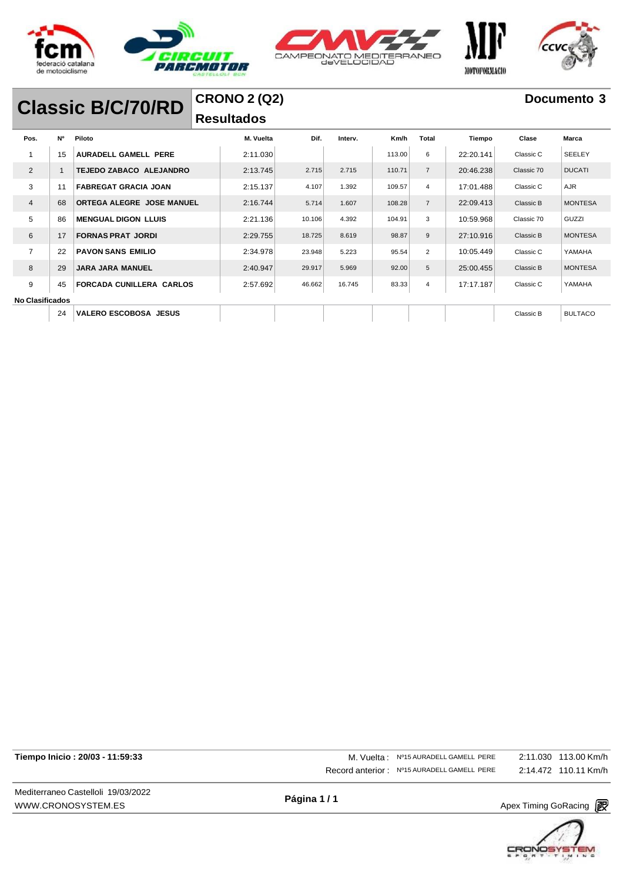# Classic B/C/70/RD

## CRONO 2 (Q2)

## Resultados

**Documento 3**

| Pos. | Nº | Piloto | M. Vuelta | Dif. | Interv. | Km/h | Total | Tiempo | Clase | Marca |
|---|---|---|---|---|---|---|---|---|---|---|
| 1 | 15 | **AURADELL GAMELL PERE** | 2:11.030 | | | 113.00 | 6 | 22:20.141 | Classic C | SEELEY |
| 2 | 1 | **TEJEDO ZABACO ALEJANDRO** | 2:13.745 | 2.715 | 2.715 | 110.71 | 7 | 20:46.238 | Classic 70 | DUCATI |
| 3 | 11 | **FABREGAT GRACIA JOAN** | 2:15.137 | 4.107 | 1.392 | 109.57 | 4 | 17:01.488 | Classic C | AJR |
| 4 | 68 | **ORTEGA ALEGRE JOSE MANUEL** | 2:16.744 | 5.714 | 1.607 | 108.28 | 7 | 22:09.413 | Classic B | MONTESA |
| 5 | 86 | **MENGUAL DIGON LLUIS** | 2:21.136 | 10.106 | 4.392 | 104.91 | 3 | 10:59.968 | Classic 70 | GUZZI |
| 6 | 17 | **FORNAS PRAT JORDI** | 2:29.755 | 18.725 | 8.619 | 98.87 | 9 | 27:10.916 | Classic B | MONTESA |
| 7 | 22 | **PAVON SANS EMILIO** | 2:34.978 | 23.948 | 5.223 | 95.54 | 2 | 10:05.449 | Classic C | YAMAHA |
| 8 | 29 | **JARA JARA MANUEL** | 2:40.947 | 29.917 | 5.969 | 92.00 | 5 | 25:00.455 | Classic B | MONTESA |
| 9 | 45 | **FORCADA CUNILLERA CARLOS** | 2:57.692 | 46.662 | 16.745 | 83.33 | 4 | 17:17.187 | Classic C | YAMAHA |
| **No Clasificados** | | | | | | | | | | |
| | 24 | **VALERO ESCOBOSA JESUS** | | | | | | | Classic B | BULTACO |

**Tiempo Inicio : 20/03 - 11:59:33**

M. Vuelta : Nº15 AURADELL GAMELL PERE 2:11.030 113.00 Km/h

Record anterior : Nº15 AURADELL GAMELL PERE 2:14.472 110.11 Km/h

Mediterraneo Castelloli 19/03/2022

WWW.CRONOSYSTEM.ES

Apex Timing GoRacing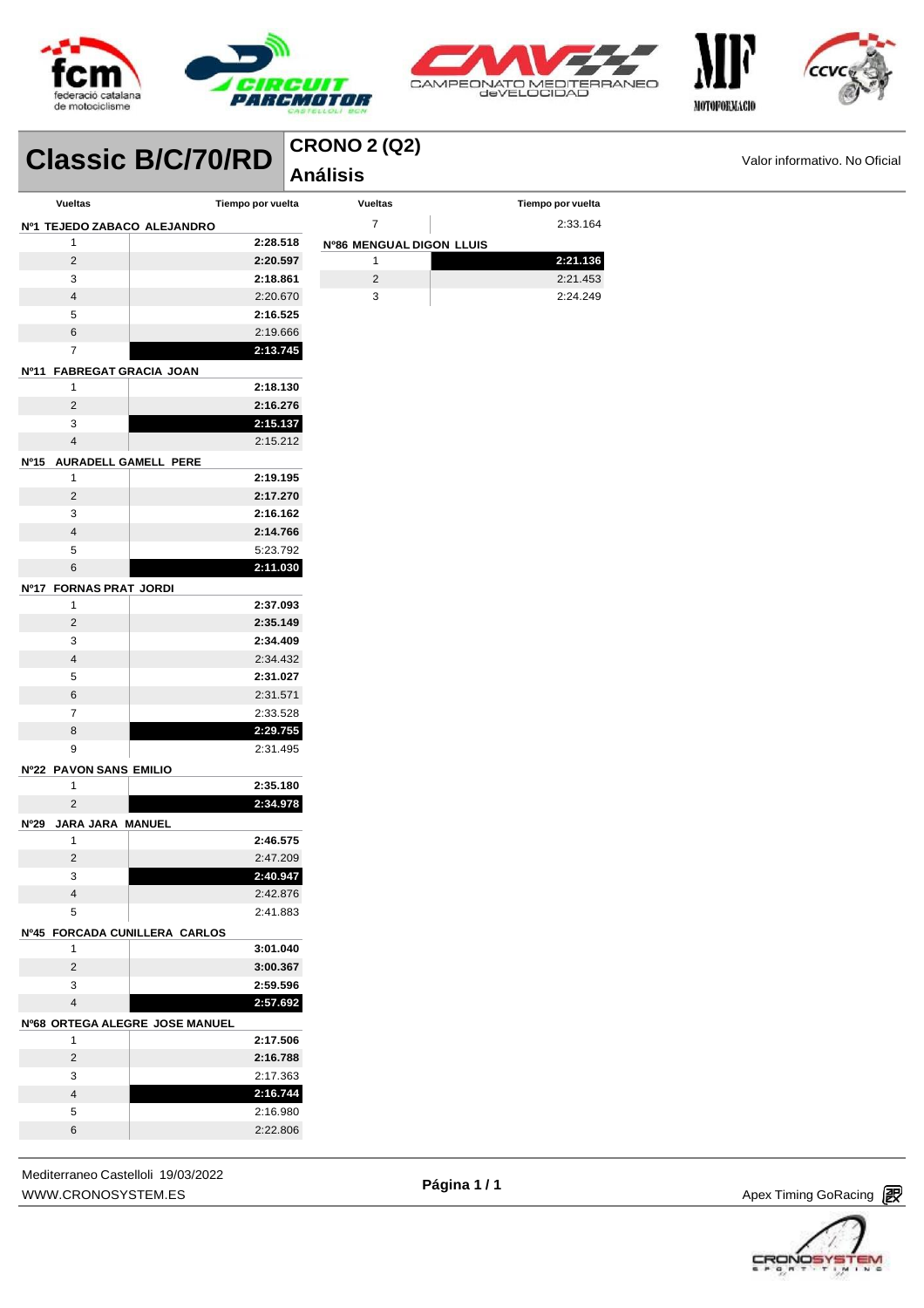# Classic B/C/70/RD

## CRONO 2 (Q2)

## Análisis

Valor informativo. No Oficial

| Vueltas | Tiempo por vuelta |
|---|---|
| **Nº1 TEJEDO ZABACO ALEJANDRO** | |
| 1 | **2:28.518** |
| 2 | **2:20.597** |
| 3 | **2:18.861** |
| 4 | 2:20.670 |
| 5 | **2:16.525** |
| 6 | 2:19.666 |
| 7 | **2:13.745** |
| **Nº11 FABREGAT GRACIA JOAN** | |
| 1 | **2:18.130** |
| 2 | **2:16.276** |
| 3 | **2:15.137** |
| 4 | 2:15.212 |
| **Nº15 AURADELL GAMELL PERE** | |
| 1 | **2:19.195** |
| 2 | **2:17.270** |
| 3 | **2:16.162** |
| 4 | **2:14.766** |
| 5 | 5:23.792 |
| 6 | **2:11.030** |
| **Nº17 FORNAS PRAT JORDI** | |
| 1 | **2:37.093** |
| 2 | **2:35.149** |
| 3 | **2:34.409** |
| 4 | 2:34.432 |
| 5 | **2:31.027** |
| 6 | 2:31.571 |
| 7 | 2:33.528 |
| 8 | **2:29.755** |
| 9 | 2:31.495 |
| **Nº22 PAVON SANS EMILIO** | |
| 1 | **2:35.180** |
| 2 | **2:34.978** |
| **Nº29 JARA JARA MANUEL** | |
| 1 | **2:46.575** |
| 2 | 2:47.209 |
| 3 | **2:40.947** |
| 4 | 2:42.876 |
| 5 | 2:41.883 |
| **Nº45 FORCADA CUNILLERA CARLOS** | |
| 1 | **3:01.040** |
| 2 | **3:00.367** |
| 3 | **2:59.596** |
| 4 | **2:57.692** |
| **Nº68 ORTEGA ALEGRE JOSE MANUEL** | |
| 1 | **2:17.506** |
| 2 | **2:16.788** |
| 3 | 2:17.363 |
| 4 | **2:16.744** |
| 5 | 2:16.980 |
| 6 | 2:22.806 |
| 7 | 2:33.164 |
| **Nº86 MENGUAL DIGON LLUIS** | |
| 1 | **2:21.136** |
| 2 | 2:21.453 |
| 3 | 2:24.249 |

Mediterraneo Castelloli 19/03/2022
WWW.CRONOSYSTEM.ES

Apex Timing GoRacing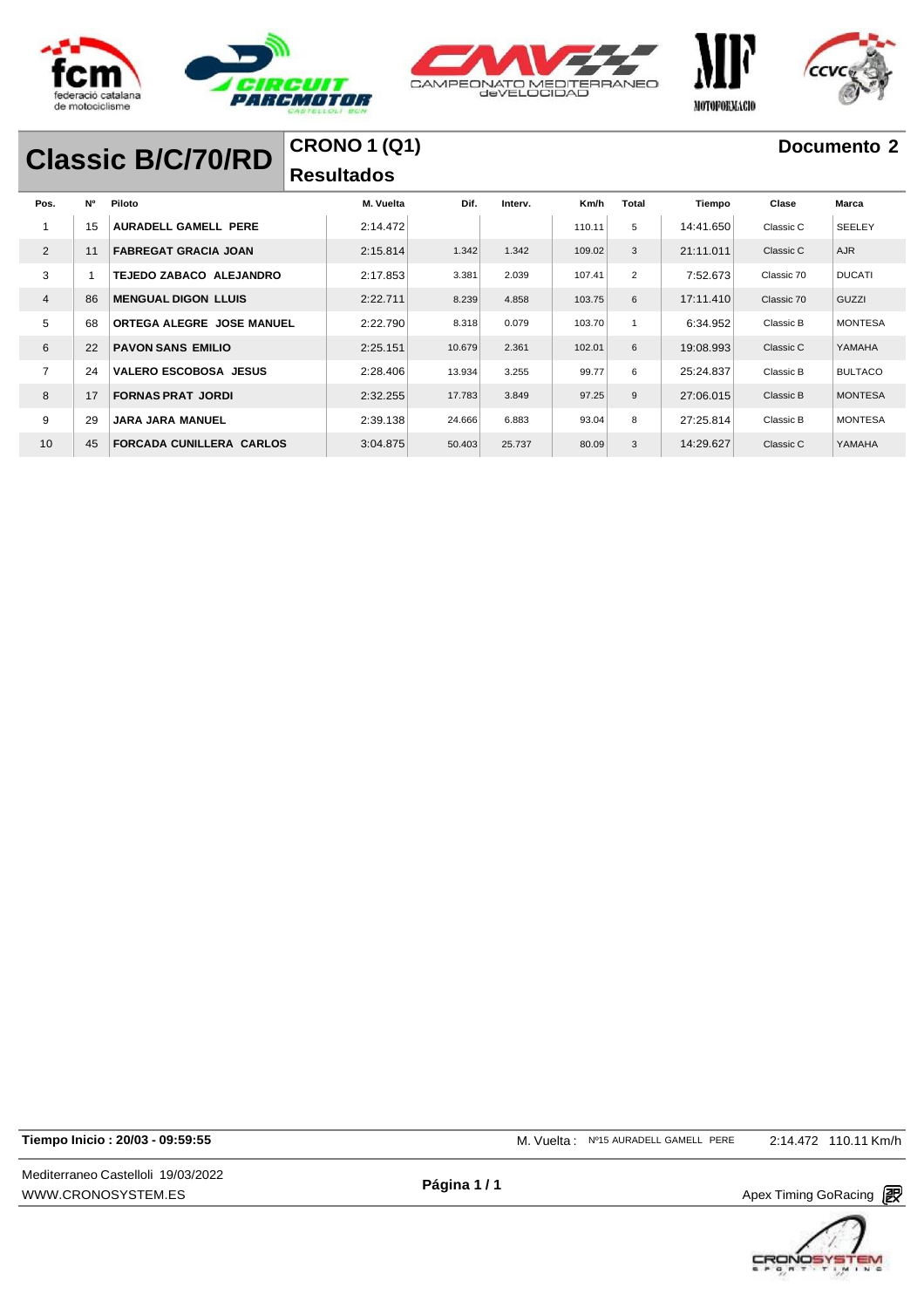# Classic B/C/70/RD

## CRONO 1 (Q1)

**Resultados**

**Documento 2**

| Pos. | Nº | Piloto | M. Vuelta | Dif. | Interv. | Km/h | Total | Tiempo | Clase | Marca |
|---|---|---|---|---|---|---|---|---|---|---|
| 1 | 15 | **AURADELL GAMELL PERE** | 2:14.472 | | | 110.11 | 5 | 14:41.650 | Classic C | SEELEY |
| 2 | 11 | **FABREGAT GRACIA JOAN** | 2:15.814 | 1.342 | 1.342 | 109.02 | 3 | 21:11.011 | Classic C | AJR |
| 3 | 1 | **TEJEDO ZABACO ALEJANDRO** | 2:17.853 | 3.381 | 2.039 | 107.41 | 2 | 7:52.673 | Classic 70 | DUCATI |
| 4 | 86 | **MENGUAL DIGON LLUIS** | 2:22.711 | 8.239 | 4.858 | 103.75 | 6 | 17:11.410 | Classic 70 | GUZZI |
| 5 | 68 | **ORTEGA ALEGRE JOSE MANUEL** | 2:22.790 | 8.318 | 0.079 | 103.70 | 1 | 6:34.952 | Classic B | MONTESA |
| 6 | 22 | **PAVON SANS EMILIO** | 2:25.151 | 10.679 | 2.361 | 102.01 | 6 | 19:08.993 | Classic C | YAMAHA |
| 7 | 24 | **VALERO ESCOBOSA JESUS** | 2:28.406 | 13.934 | 3.255 | 99.77 | 6 | 25:24.837 | Classic B | BULTACO |
| 8 | 17 | **FORNAS PRAT JORDI** | 2:32.255 | 17.783 | 3.849 | 97.25 | 9 | 27:06.015 | Classic B | MONTESA |
| 9 | 29 | **JARA JARA MANUEL** | 2:39.138 | 24.666 | 6.883 | 93.04 | 8 | 27:25.814 | Classic B | MONTESA |
| 10 | 45 | **FORCADA CUNILLERA CARLOS** | 3:04.875 | 50.403 | 25.737 | 80.09 | 3 | 14:29.627 | Classic C | YAMAHA |

**Tiempo Inicio : 20/03 - 09:59:55**

M. Vuelta : Nº15 AURADELL GAMELL PERE 2:14.472 110.11 Km/h

Mediterraneo Castelloli 19/03/2022
WWW.CRONOSYSTEM.ES

Apex Timing GoRacing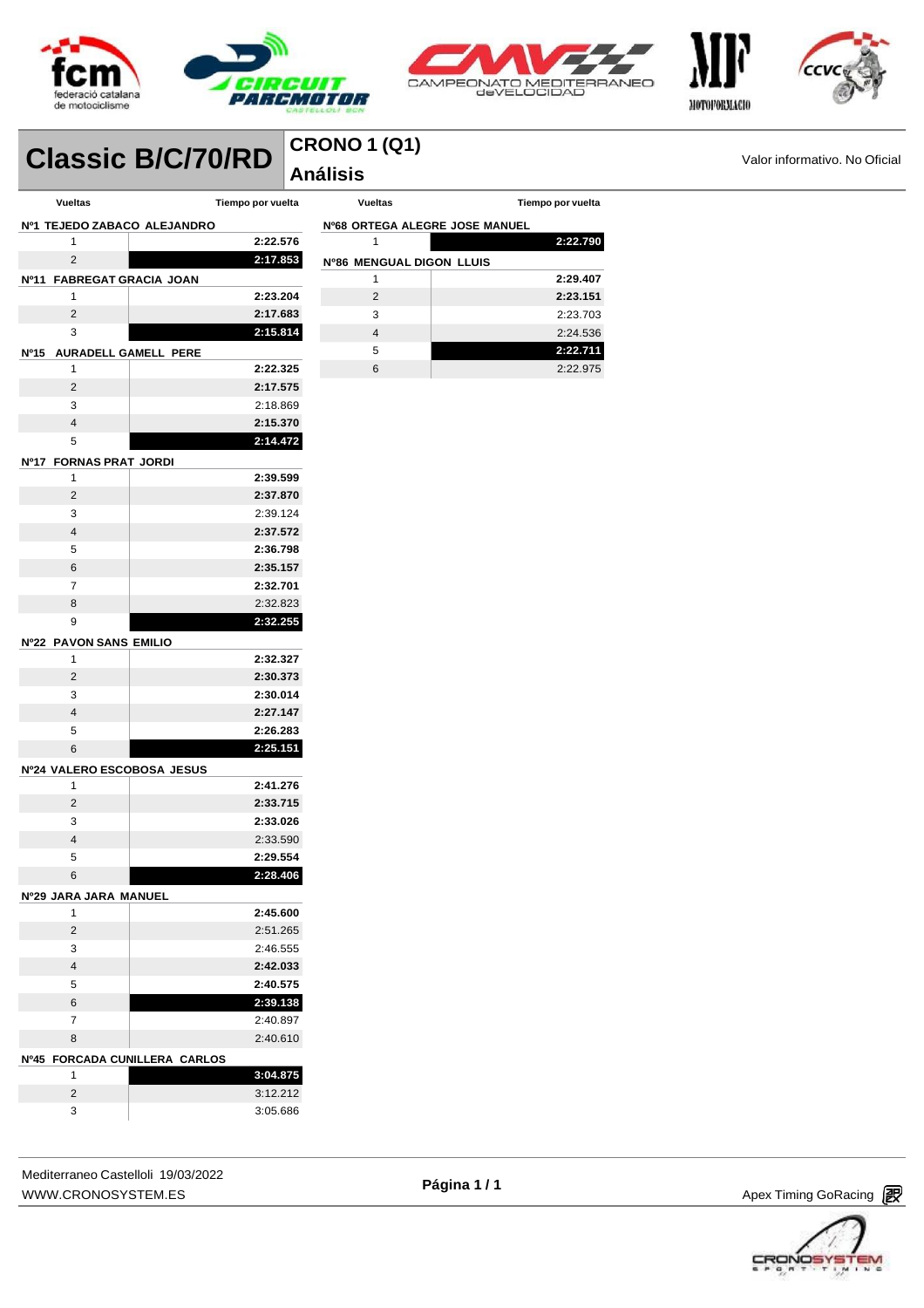# Classic B/C/70/RD

## CRONO 1 (Q1)

## Análisis

Valor informativo. No Oficial

| Vueltas | Tiempo por vuelta |
|---|---|
| **Nº1 TEJEDO ZABACO ALEJANDRO** | |
| 1 | **2:22.576** |
| 2 | **2:17.853** |
| **Nº11 FABREGAT GRACIA JOAN** | |
| 1 | **2:23.204** |
| 2 | **2:17.683** |
| 3 | **2:15.814** |
| **Nº15 AURADELL GAMELL PERE** | |
| 1 | **2:22.325** |
| 2 | **2:17.575** |
| 3 | 2:18.869 |
| 4 | **2:15.370** |
| 5 | **2:14.472** |
| **Nº17 FORNAS PRAT JORDI** | |
| 1 | **2:39.599** |
| 2 | **2:37.870** |
| 3 | 2:39.124 |
| 4 | **2:37.572** |
| 5 | **2:36.798** |
| 6 | **2:35.157** |
| 7 | **2:32.701** |
| 8 | 2:32.823 |
| 9 | **2:32.255** |
| **Nº22 PAVON SANS EMILIO** | |
| 1 | **2:32.327** |
| 2 | **2:30.373** |
| 3 | **2:30.014** |
| 4 | **2:27.147** |
| 5 | **2:26.283** |
| 6 | **2:25.151** |
| **Nº24 VALERO ESCOBOSA JESUS** | |
| 1 | **2:41.276** |
| 2 | **2:33.715** |
| 3 | **2:33.026** |
| 4 | 2:33.590 |
| 5 | **2:29.554** |
| 6 | **2:28.406** |
| **Nº29 JARA JARA MANUEL** | |
| 1 | **2:45.600** |
| 2 | 2:51.265 |
| 3 | 2:46.555 |
| 4 | **2:42.033** |
| 5 | **2:40.575** |
| 6 | **2:39.138** |
| 7 | 2:40.897 |
| 8 | 2:40.610 |
| **Nº45 FORCADA CUNILLERA CARLOS** | |
| 1 | **3:04.875** |
| 2 | 3:12.212 |
| 3 | 3:05.686 |

| Vueltas | Tiempo por vuelta |
|---|---|
| **Nº68 ORTEGA ALEGRE JOSE MANUEL** | |
| 1 | **2:22.790** |
| **Nº86 MENGUAL DIGON LLUIS** | |
| 1 | **2:29.407** |
| 2 | **2:23.151** |
| 3 | 2:23.703 |
| 4 | 2:24.536 |
| 5 | **2:22.711** |
| 6 | 2:22.975 |

Mediterraneo Castelloli 19/03/2022
WWW.CRONOSYSTEM.ES

Apex Timing GoRacing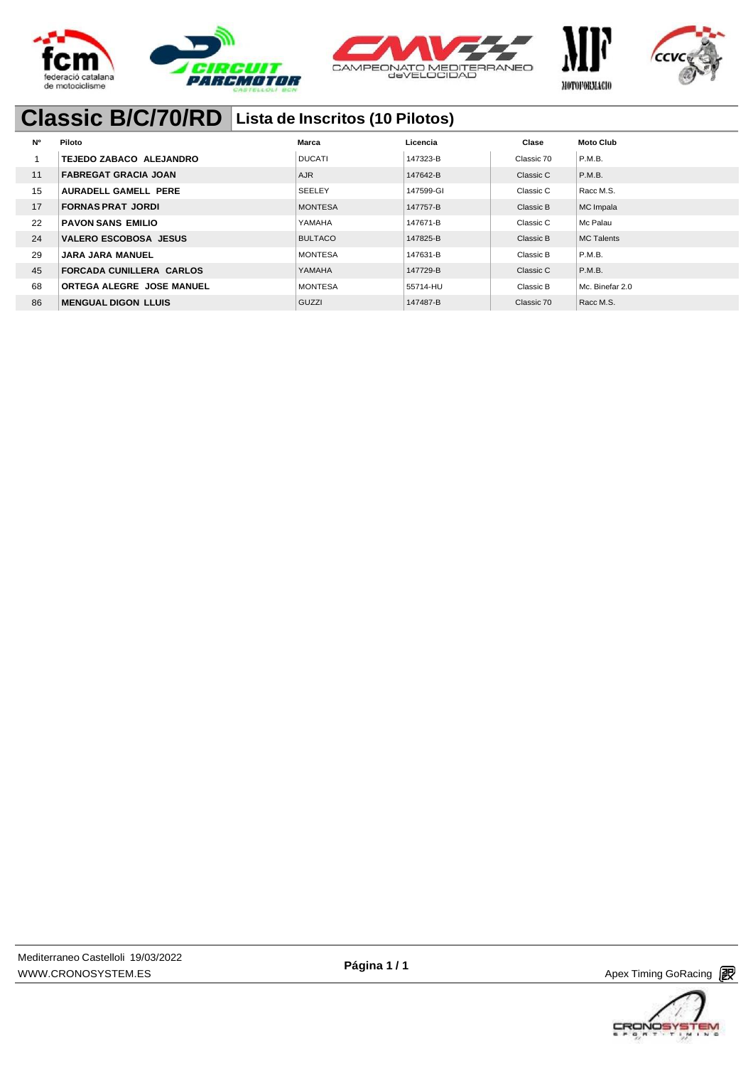# Classic B/C/70/RD

## Lista de Inscritos (10 Pilotos)

| Nº | Piloto | Marca | Licencia | Clase | Moto Club |
|---|---|---|---|---|---|
| 1 | **TEJEDO ZABACO ALEJANDRO** | DUCATI | 147323-B | Classic 70 | P.M.B. |
| 11 | **FABREGAT GRACIA JOAN** | AJR | 147642-B | Classic C | P.M.B. |
| 15 | **AURADELL GAMELL PERE** | SEELEY | 147599-GI | Classic C | Racc M.S. |
| 17 | **FORNAS PRAT JORDI** | MONTESA | 147757-B | Classic B | MC Impala |
| 22 | **PAVON SANS EMILIO** | YAMAHA | 147671-B | Classic C | Mc Palau |
| 24 | **VALERO ESCOBOSA JESUS** | BULTACO | 147825-B | Classic B | MC Talents |
| 29 | **JARA JARA MANUEL** | MONTESA | 147631-B | Classic B | P.M.B. |
| 45 | **FORCADA CUNILLERA CARLOS** | YAMAHA | 147729-B | Classic C | P.M.B. |
| 68 | **ORTEGA ALEGRE JOSE MANUEL** | MONTESA | 55714-HU | Classic B | Mc. Binefar 2.0 |
| 86 | **MENGUAL DIGON LLUIS** | GUZZI | 147487-B | Classic 70 | Racc M.S. |

Mediterraneo Castelloli 19/03/2022
WWW.CRONOSYSTEM.ES

Apex Timing GoRacing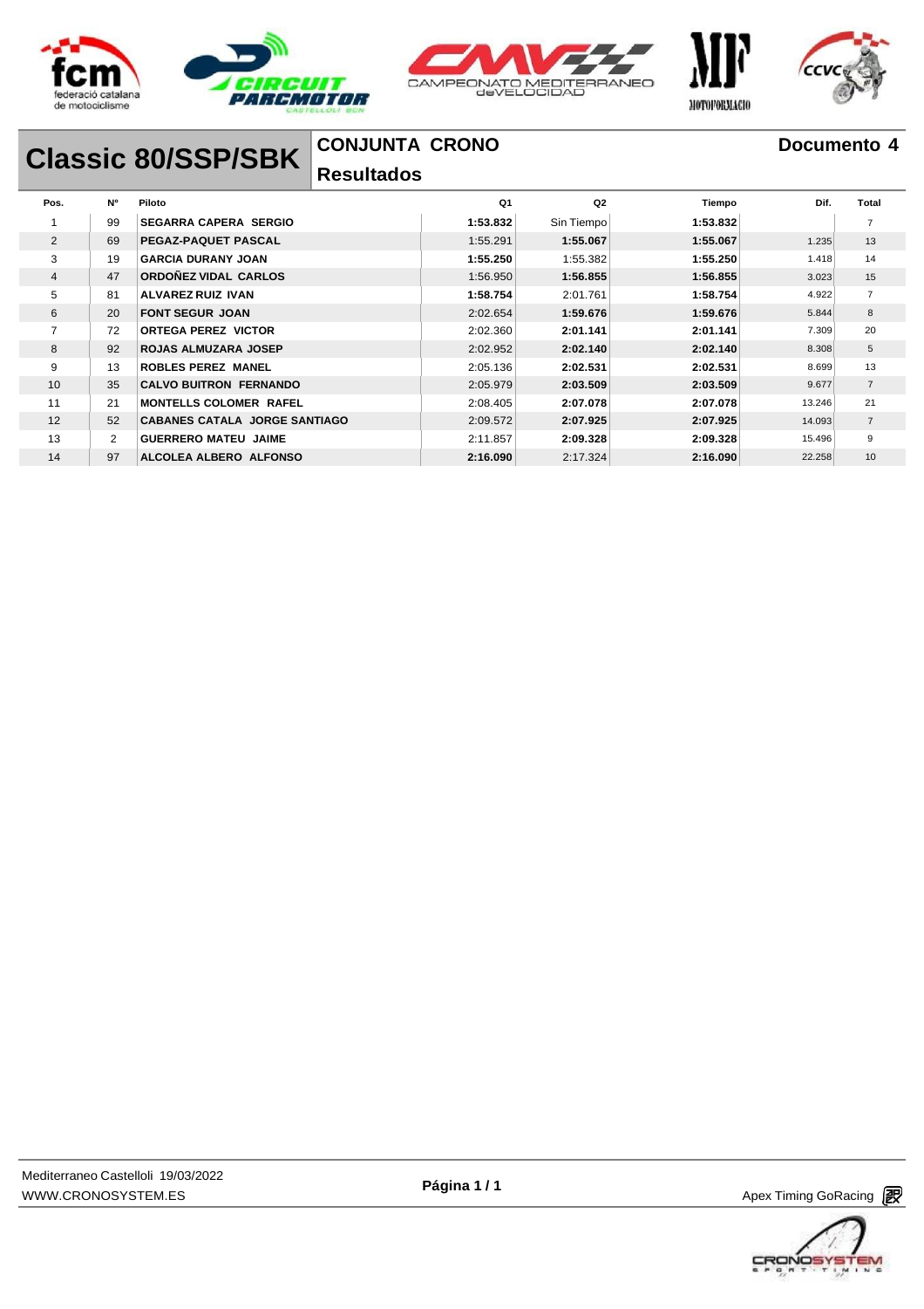# Classic 80/SSP/SBK

## CONJUNTA CRONO

**Resultados**

**Documento 4**

| Pos. | Nº | Piloto | Q1 | Q2 | Tiempo | Dif. | Total |
|---|---|---|---|---|---|---|---|
| 1 | 99 | **SEGARRA CAPERA SERGIO** | **1:53.832** | Sin Tiempo | **1:53.832** | | 7 |
| 2 | 69 | **PEGAZ-PAQUET PASCAL** | 1:55.291 | **1:55.067** | **1:55.067** | 1.235 | 13 |
| 3 | 19 | **GARCIA DURANY JOAN** | **1:55.250** | 1:55.382 | **1:55.250** | 1.418 | 14 |
| 4 | 47 | **ORDOÑEZ VIDAL CARLOS** | 1:56.950 | **1:56.855** | **1:56.855** | 3.023 | 15 |
| 5 | 81 | **ALVAREZ RUIZ IVAN** | **1:58.754** | 2:01.761 | **1:58.754** | 4.922 | 7 |
| 6 | 20 | **FONT SEGUR JOAN** | 2:02.654 | **1:59.676** | **1:59.676** | 5.844 | 8 |
| 7 | 72 | **ORTEGA PEREZ VICTOR** | 2:02.360 | **2:01.141** | **2:01.141** | 7.309 | 20 |
| 8 | 92 | **ROJAS ALMUZARA JOSEP** | 2:02.952 | **2:02.140** | **2:02.140** | 8.308 | 5 |
| 9 | 13 | **ROBLES PEREZ MANEL** | 2:05.136 | **2:02.531** | **2:02.531** | 8.699 | 13 |
| 10 | 35 | **CALVO BUITRON FERNANDO** | 2:05.979 | **2:03.509** | **2:03.509** | 9.677 | 7 |
| 11 | 21 | **MONTELLS COLOMER RAFEL** | 2:08.405 | **2:07.078** | **2:07.078** | 13.246 | 21 |
| 12 | 52 | **CABANES CATALA JORGE SANTIAGO** | 2:09.572 | **2:07.925** | **2:07.925** | 14.093 | 7 |
| 13 | 2 | **GUERRERO MATEU JAIME** | 2:11.857 | **2:09.328** | **2:09.328** | 15.496 | 9 |
| 14 | 97 | **ALCOLEA ALBERO ALFONSO** | **2:16.090** | 2:17.324 | **2:16.090** | 22.258 | 10 |

Mediterraneo Castelloli 19/03/2022
WWW.CRONOSYSTEM.ES

Apex Timing GoRacing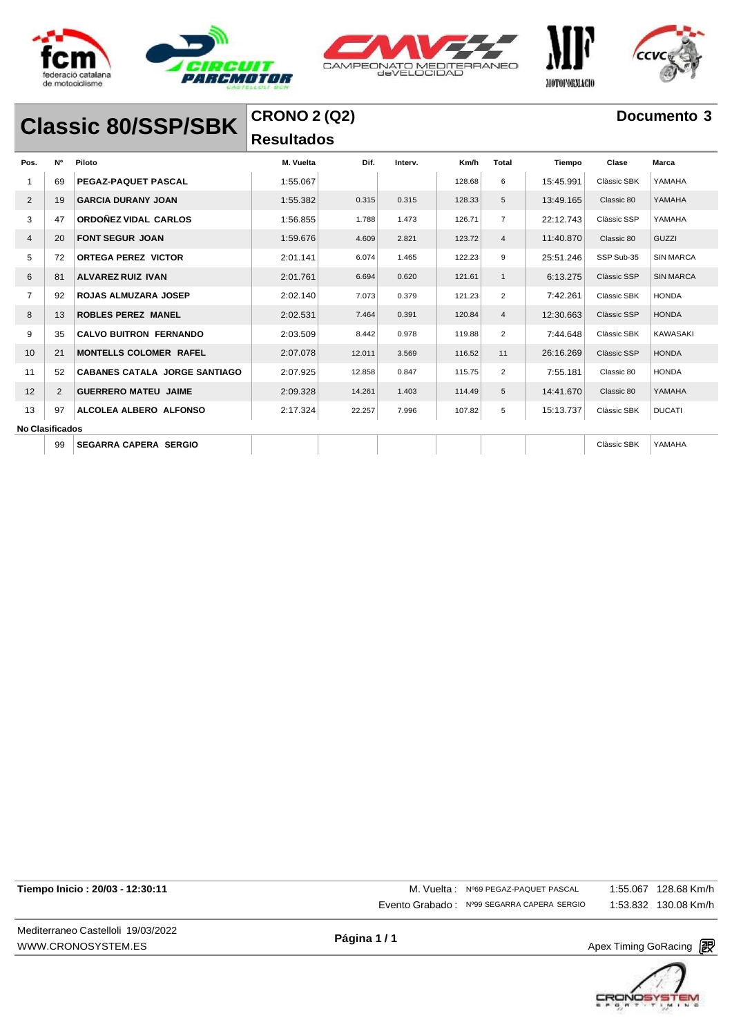# Classic 80/SSP/SBK

## CRONO 2 (Q2)

## Resultados

**Documento 3**

| Pos. | Nº | Piloto | M. Vuelta | Dif. | Interv. | Km/h | Total | Tiempo | Clase | Marca |
|---|---|---|---|---|---|---|---|---|---|---|
| 1 | 69 | **PEGAZ-PAQUET PASCAL** | 1:55.067 | | | 128.68 | 6 | 15:45.991 | Clàssic SBK | YAMAHA |
| 2 | 19 | **GARCIA DURANY JOAN** | 1:55.382 | 0.315 | 0.315 | 128.33 | 5 | 13:49.165 | Classic 80 | YAMAHA |
| 3 | 47 | **ORDOÑEZ VIDAL CARLOS** | 1:56.855 | 1.788 | 1.473 | 126.71 | 7 | 22:12.743 | Clàssic SSP | YAMAHA |
| 4 | 20 | **FONT SEGUR JOAN** | 1:59.676 | 4.609 | 2.821 | 123.72 | 4 | 11:40.870 | Classic 80 | GUZZI |
| 5 | 72 | **ORTEGA PEREZ VICTOR** | 2:01.141 | 6.074 | 1.465 | 122.23 | 9 | 25:51.246 | SSP Sub-35 | SIN MARCA |
| 6 | 81 | **ALVAREZ RUIZ IVAN** | 2:01.761 | 6.694 | 0.620 | 121.61 | 1 | 6:13.275 | Clàssic SSP | SIN MARCA |
| 7 | 92 | **ROJAS ALMUZARA JOSEP** | 2:02.140 | 7.073 | 0.379 | 121.23 | 2 | 7:42.261 | Clàssic SBK | HONDA |
| 8 | 13 | **ROBLES PEREZ MANEL** | 2:02.531 | 7.464 | 0.391 | 120.84 | 4 | 12:30.663 | Clàssic SSP | HONDA |
| 9 | 35 | **CALVO BUITRON FERNANDO** | 2:03.509 | 8.442 | 0.978 | 119.88 | 2 | 7:44.648 | Clàssic SBK | KAWASAKI |
| 10 | 21 | **MONTELLS COLOMER RAFEL** | 2:07.078 | 12.011 | 3.569 | 116.52 | 11 | 26:16.269 | Clàssic SSP | HONDA |
| 11 | 52 | **CABANES CATALA JORGE SANTIAGO** | 2:07.925 | 12.858 | 0.847 | 115.75 | 2 | 7:55.181 | Classic 80 | HONDA |
| 12 | 2 | **GUERRERO MATEU JAIME** | 2:09.328 | 14.261 | 1.403 | 114.49 | 5 | 14:41.670 | Classic 80 | YAMAHA |
| 13 | 97 | **ALCOLEA ALBERO ALFONSO** | 2:17.324 | 22.257 | 7.996 | 107.82 | 5 | 15:13.737 | Clàssic SBK | DUCATI |
| **No Clasificados** | | | | | | | | | | |
| | 99 | **SEGARRA CAPERA SERGIO** | | | | | | | Clàssic SBK | YAMAHA |

**Tiempo Inicio : 20/03 - 12:30:11**

M. Vuelta : Nº69 PEGAZ-PAQUET PASCAL 1:55.067 128.68 Km/h

Evento Grabado : Nº99 SEGARRA CAPERA SERGIO 1:53.832 130.08 Km/h

Mediterraneo Castelloli 19/03/2022

WWW.CRONOSYSTEM.ES

Apex Timing GoRacing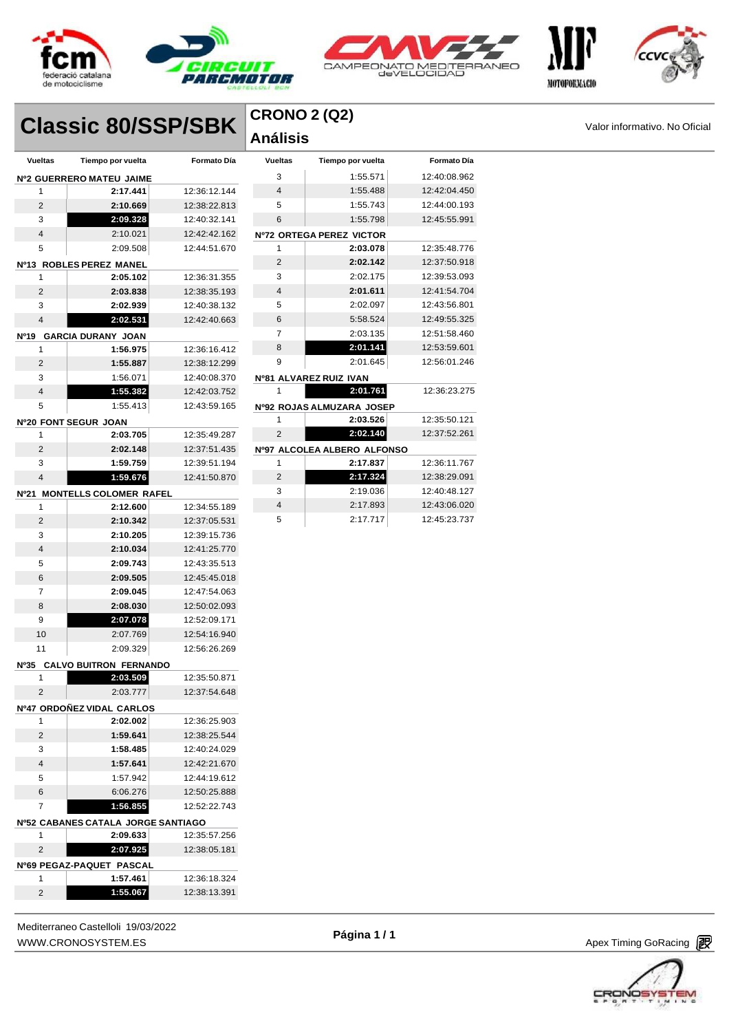# Classic 80/SSP/SBK

## CRONO 2 (Q2)

## Análisis

Valor informativo. No Oficial

| Vueltas | Tiempo por vuelta | Formato Día |
|---|---|---|
| **Nº2 GUERRERO MATEU JAIME** | | |
| 1 | **2:17.441** | 12:36:12.144 |
| 2 | **2:10.669** | 12:38:22.813 |
| 3 | **2:09.328** | 12:40:32.141 |
| 4 | 2:10.021 | 12:42:42.162 |
| 5 | 2:09.508 | 12:44:51.670 |
| **Nº13 ROBLES PEREZ MANEL** | | |
| 1 | **2:05.102** | 12:36:31.355 |
| 2 | **2:03.838** | 12:38:35.193 |
| 3 | **2:02.939** | 12:40:38.132 |
| 4 | **2:02.531** | 12:42:40.663 |
| **Nº19 GARCIA DURANY JOAN** | | |
| 1 | **1:56.975** | 12:36:16.412 |
| 2 | **1:55.887** | 12:38:12.299 |
| 3 | 1:56.071 | 12:40:08.370 |
| 4 | **1:55.382** | 12:42:03.752 |
| 5 | 1:55.413 | 12:43:59.165 |
| **Nº20 FONT SEGUR JOAN** | | |
| 1 | **2:03.705** | 12:35:49.287 |
| 2 | **2:02.148** | 12:37:51.435 |
| 3 | **1:59.759** | 12:39:51.194 |
| 4 | **1:59.676** | 12:41:50.870 |
| **Nº21 MONTELLS COLOMER RAFEL** | | |
| 1 | **2:12.600** | 12:34:55.189 |
| 2 | **2:10.342** | 12:37:05.531 |
| 3 | **2:10.205** | 12:39:15.736 |
| 4 | **2:10.034** | 12:41:25.770 |
| 5 | **2:09.743** | 12:43:35.513 |
| 6 | **2:09.505** | 12:45:45.018 |
| 7 | **2:09.045** | 12:47:54.063 |
| 8 | **2:08.030** | 12:50:02.093 |
| 9 | **2:07.078** | 12:52:09.171 |
| 10 | 2:07.769 | 12:54:16.940 |
| 11 | 2:09.329 | 12:56:26.269 |
| **Nº35 CALVO BUITRON FERNANDO** | | |
| 1 | **2:03.509** | 12:35:50.871 |
| 2 | 2:03.777 | 12:37:54.648 |
| **Nº47 ORDOÑEZ VIDAL CARLOS** | | |
| 1 | **2:02.002** | 12:36:25.903 |
| 2 | **1:59.641** | 12:38:25.544 |
| 3 | **1:58.485** | 12:40:24.029 |
| 4 | **1:57.641** | 12:42:21.670 |
| 5 | 1:57.942 | 12:44:19.612 |
| 6 | 6:06.276 | 12:50:25.888 |
| 7 | **1:56.855** | 12:52:22.743 |
| **Nº52 CABANES CATALA JORGE SANTIAGO** | | |
| 1 | **2:09.633** | 12:35:57.256 |
| 2 | **2:07.925** | 12:38:05.181 |
| **Nº69 PEGAZ-PAQUET PASCAL** | | |
| 1 | **1:57.461** | 12:36:18.324 |
| 2 | **1:55.067** | 12:38:13.391 |
| 3 | 1:55.571 | 12:40:08.962 |
| 4 | 1:55.488 | 12:42:04.450 |
| 5 | 1:55.743 | 12:44:00.193 |
| 6 | 1:55.798 | 12:45:55.991 |
| **Nº72 ORTEGA PEREZ VICTOR** | | |
| 1 | **2:03.078** | 12:35:48.776 |
| 2 | **2:02.142** | 12:37:50.918 |
| 3 | 2:02.175 | 12:39:53.093 |
| 4 | **2:01.611** | 12:41:54.704 |
| 5 | 2:02.097 | 12:43:56.801 |
| 6 | 5:58.524 | 12:49:55.325 |
| 7 | 2:03.135 | 12:51:58.460 |
| 8 | **2:01.141** | 12:53:59.601 |
| 9 | 2:01.645 | 12:56:01.246 |
| **Nº81 ALVAREZ RUIZ IVAN** | | |
| 1 | **2:01.761** | 12:36:23.275 |
| **Nº92 ROJAS ALMUZARA JOSEP** | | |
| 1 | **2:03.526** | 12:35:50.121 |
| 2 | **2:02.140** | 12:37:52.261 |
| **Nº97 ALCOLEA ALBERO ALFONSO** | | |
| 1 | **2:17.837** | 12:36:11.767 |
| 2 | **2:17.324** | 12:38:29.091 |
| 3 | 2:19.036 | 12:40:48.127 |
| 4 | 2:17.893 | 12:43:06.020 |
| 5 | 2:17.717 | 12:45:23.737 |

Mediterraneo Castelloli 19/03/2022
WWW.CRONOSYSTEM.ES

Apex Timing GoRacing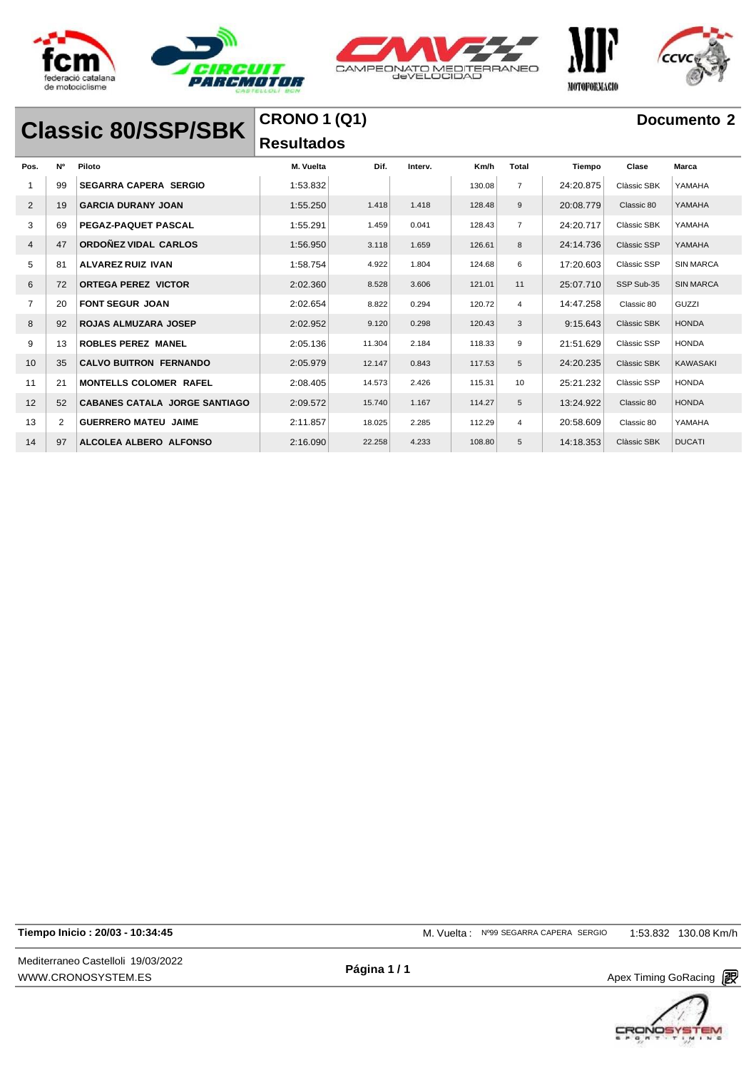# Classic 80/SSP/SBK

## CRONO 1 (Q1)

## Resultados

**Documento 2**

| Pos. | Nº | Piloto | M. Vuelta | Dif. | Interv. | Km/h | Total | Tiempo | Clase | Marca |
|---|---|---|---|---|---|---|---|---|---|---|
| 1 | 99 | **SEGARRA CAPERA SERGIO** | 1:53.832 | | | 130.08 | 7 | 24:20.875 | Clàssic SBK | YAMAHA |
| 2 | 19 | **GARCIA DURANY JOAN** | 1:55.250 | 1.418 | 1.418 | 128.48 | 9 | 20:08.779 | Classic 80 | YAMAHA |
| 3 | 69 | **PEGAZ-PAQUET PASCAL** | 1:55.291 | 1.459 | 0.041 | 128.43 | 7 | 24:20.717 | Clàssic SBK | YAMAHA |
| 4 | 47 | **ORDOÑEZ VIDAL CARLOS** | 1:56.950 | 3.118 | 1.659 | 126.61 | 8 | 24:14.736 | Clàssic SSP | YAMAHA |
| 5 | 81 | **ALVAREZ RUIZ IVAN** | 1:58.754 | 4.922 | 1.804 | 124.68 | 6 | 17:20.603 | Clàssic SSP | SIN MARCA |
| 6 | 72 | **ORTEGA PEREZ VICTOR** | 2:02.360 | 8.528 | 3.606 | 121.01 | 11 | 25:07.710 | SSP Sub-35 | SIN MARCA |
| 7 | 20 | **FONT SEGUR JOAN** | 2:02.654 | 8.822 | 0.294 | 120.72 | 4 | 14:47.258 | Classic 80 | GUZZI |
| 8 | 92 | **ROJAS ALMUZARA JOSEP** | 2:02.952 | 9.120 | 0.298 | 120.43 | 3 | 9:15.643 | Clàssic SBK | HONDA |
| 9 | 13 | **ROBLES PEREZ MANEL** | 2:05.136 | 11.304 | 2.184 | 118.33 | 9 | 21:51.629 | Clàssic SSP | HONDA |
| 10 | 35 | **CALVO BUITRON FERNANDO** | 2:05.979 | 12.147 | 0.843 | 117.53 | 5 | 24:20.235 | Clàssic SBK | KAWASAKI |
| 11 | 21 | **MONTELLS COLOMER RAFEL** | 2:08.405 | 14.573 | 2.426 | 115.31 | 10 | 25:21.232 | Clàssic SSP | HONDA |
| 12 | 52 | **CABANES CATALA JORGE SANTIAGO** | 2:09.572 | 15.740 | 1.167 | 114.27 | 5 | 13:24.922 | Classic 80 | HONDA |
| 13 | 2 | **GUERRERO MATEU JAIME** | 2:11.857 | 18.025 | 2.285 | 112.29 | 4 | 20:58.609 | Classic 80 | YAMAHA |
| 14 | 97 | **ALCOLEA ALBERO ALFONSO** | 2:16.090 | 22.258 | 4.233 | 108.80 | 5 | 14:18.353 | Clàssic SBK | DUCATI |

**Tiempo Inicio : 20/03 - 10:34:45**

M. Vuelta : Nº99 SEGARRA CAPERA SERGIO 1:53.832 130.08 Km/h

Mediterraneo Castelloli 19/03/2022
WWW.CRONOSYSTEM.ES

Apex Timing GoRacing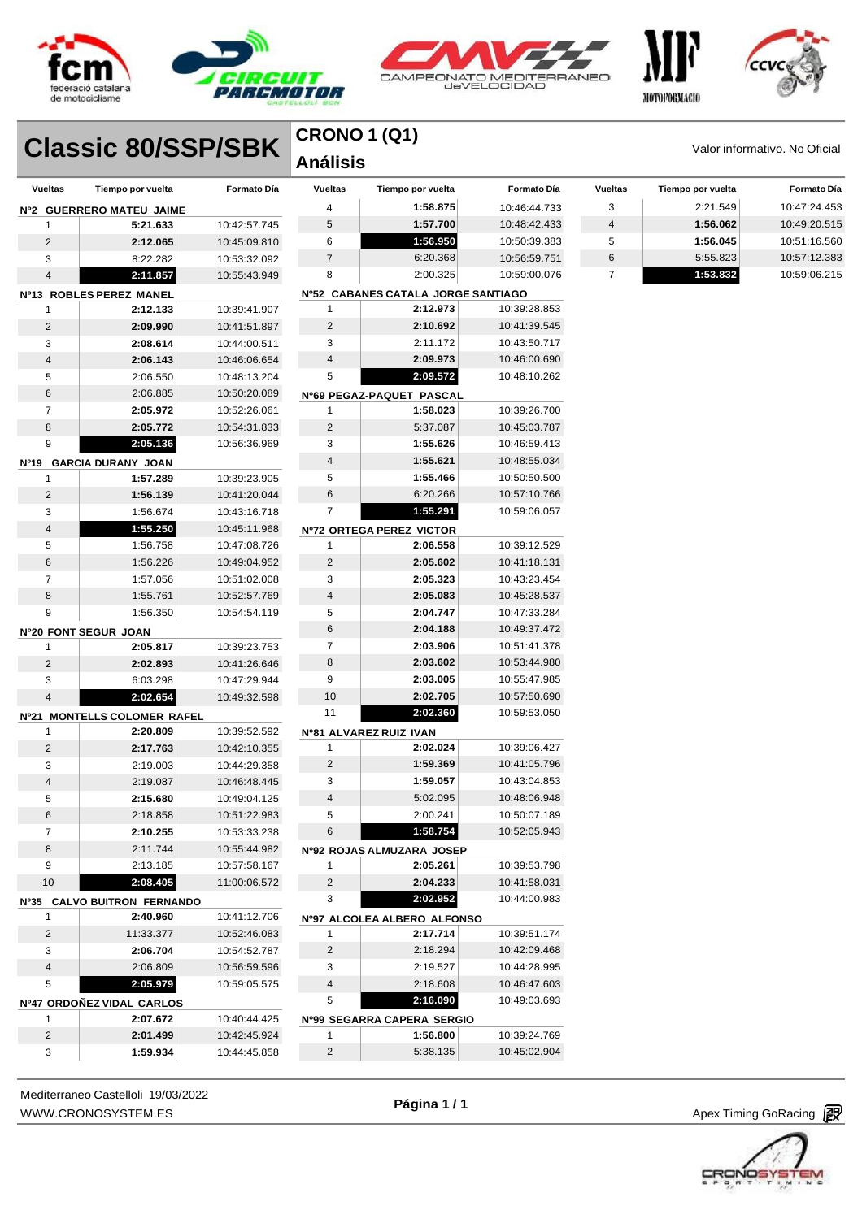# Classic 80/SSP/SBK

## CRONO 1 (Q1)

## Análisis

Valor informativo. No Oficial

**Nº2 GUERRERO MATEU JAIME**

| Vueltas | Tiempo por vuelta | Formato Día |
|---|---|---|
| 1 | **5:21.633** | 10:42:57.745 |
| 2 | **2:12.065** | 10:45:09.810 |
| 3 | 8:22.282 | 10:53:32.092 |
| 4 | **2:11.857** | 10:55:43.949 |

**Nº13 ROBLES PEREZ MANEL**

| Vueltas | Tiempo por vuelta | Formato Día |
|---|---|---|
| 1 | **2:12.133** | 10:39:41.907 |
| 2 | **2:09.990** | 10:41:51.897 |
| 3 | **2:08.614** | 10:44:00.511 |
| 4 | **2:06.143** | 10:46:06.654 |
| 5 | 2:06.550 | 10:48:13.204 |
| 6 | 2:06.885 | 10:50:20.089 |
| 7 | **2:05.972** | 10:52:26.061 |
| 8 | **2:05.772** | 10:54:31.833 |
| 9 | **2:05.136** | 10:56:36.969 |

**Nº19 GARCIA DURANY JOAN**

| Vueltas | Tiempo por vuelta | Formato Día |
|---|---|---|
| 1 | **1:57.289** | 10:39:23.905 |
| 2 | **1:56.139** | 10:41:20.044 |
| 3 | 1:56.674 | 10:43:16.718 |
| 4 | **1:55.250** | 10:45:11.968 |
| 5 | 1:56.758 | 10:47:08.726 |
| 6 | 1:56.226 | 10:49:04.952 |
| 7 | 1:57.056 | 10:51:02.008 |
| 8 | 1:55.761 | 10:52:57.769 |
| 9 | 1:56.350 | 10:54:54.119 |

**Nº20 FONT SEGUR JOAN**

| Vueltas | Tiempo por vuelta | Formato Día |
|---|---|---|
| 1 | **2:05.817** | 10:39:23.753 |
| 2 | **2:02.893** | 10:41:26.646 |
| 3 | 6:03.298 | 10:47:29.944 |
| 4 | **2:02.654** | 10:49:32.598 |

**Nº21 MONTELLS COLOMER RAFEL**

| Vueltas | Tiempo por vuelta | Formato Día |
|---|---|---|
| 1 | **2:20.809** | 10:39:52.592 |
| 2 | **2:17.763** | 10:42:10.355 |
| 3 | 2:19.003 | 10:44:29.358 |
| 4 | 2:19.087 | 10:46:48.445 |
| 5 | **2:15.680** | 10:49:04.125 |
| 6 | 2:18.858 | 10:51:22.983 |
| 7 | **2:10.255** | 10:53:33.238 |
| 8 | 2:11.744 | 10:55:44.982 |
| 9 | 2:13.185 | 10:57:58.167 |
| 10 | **2:08.405** | 11:00:06.572 |

**Nº35 CALVO BUITRON FERNANDO**

| Vueltas | Tiempo por vuelta | Formato Día |
|---|---|---|
| 1 | **2:40.960** | 10:41:12.706 |
| 2 | 11:33.377 | 10:52:46.083 |
| 3 | **2:06.704** | 10:54:52.787 |
| 4 | 2:06.809 | 10:56:59.596 |
| 5 | **2:05.979** | 10:59:05.575 |

**Nº47 ORDOÑEZ VIDAL CARLOS**

| Vueltas | Tiempo por vuelta | Formato Día |
|---|---|---|
| 1 | **2:07.672** | 10:40:44.425 |
| 2 | **2:01.499** | 10:42:45.924 |
| 3 | **1:59.934** | 10:44:45.858 |
| 4 | **1:58.875** | 10:46:44.733 |
| 5 | **1:57.700** | 10:48:42.433 |
| 6 | **1:56.950** | 10:50:39.383 |
| 7 | 6:20.368 | 10:56:59.751 |
| 8 | 2:00.325 | 10:59:00.076 |

**Nº52 CABANES CATALA JORGE SANTIAGO**

| Vueltas | Tiempo por vuelta | Formato Día |
|---|---|---|
| 1 | **2:12.973** | 10:39:28.853 |
| 2 | **2:10.692** | 10:41:39.545 |
| 3 | 2:11.172 | 10:43:50.717 |
| 4 | **2:09.973** | 10:46:00.690 |
| 5 | **2:09.572** | 10:48:10.262 |

**Nº69 PEGAZ-PAQUET PASCAL**

| Vueltas | Tiempo por vuelta | Formato Día |
|---|---|---|
| 1 | **1:58.023** | 10:39:26.700 |
| 2 | 5:37.087 | 10:45:03.787 |
| 3 | **1:55.626** | 10:46:59.413 |
| 4 | **1:55.621** | 10:48:55.034 |
| 5 | **1:55.466** | 10:50:50.500 |
| 6 | 6:20.266 | 10:57:10.766 |
| 7 | **1:55.291** | 10:59:06.057 |

**Nº72 ORTEGA PEREZ VICTOR**

| Vueltas | Tiempo por vuelta | Formato Día |
|---|---|---|
| 1 | **2:06.558** | 10:39:12.529 |
| 2 | **2:05.602** | 10:41:18.131 |
| 3 | **2:05.323** | 10:43:23.454 |
| 4 | **2:05.083** | 10:45:28.537 |
| 5 | **2:04.747** | 10:47:33.284 |
| 6 | **2:04.188** | 10:49:37.472 |
| 7 | **2:03.906** | 10:51:41.378 |
| 8 | **2:03.602** | 10:53:44.980 |
| 9 | **2:03.005** | 10:55:47.985 |
| 10 | **2:02.705** | 10:57:50.690 |
| 11 | **2:02.360** | 10:59:53.050 |

**Nº81 ALVAREZ RUIZ IVAN**

| Vueltas | Tiempo por vuelta | Formato Día |
|---|---|---|
| 1 | **2:02.024** | 10:39:06.427 |
| 2 | **1:59.369** | 10:41:05.796 |
| 3 | **1:59.057** | 10:43:04.853 |
| 4 | 5:02.095 | 10:48:06.948 |
| 5 | 2:00.241 | 10:50:07.189 |
| 6 | **1:58.754** | 10:52:05.943 |

**Nº92 ROJAS ALMUZARA JOSEP**

| Vueltas | Tiempo por vuelta | Formato Día |
|---|---|---|
| 1 | **2:05.261** | 10:39:53.798 |
| 2 | **2:04.233** | 10:41:58.031 |
| 3 | **2:02.952** | 10:44:00.983 |

**Nº97 ALCOLEA ALBERO ALFONSO**

| Vueltas | Tiempo por vuelta | Formato Día |
|---|---|---|
| 1 | **2:17.714** | 10:39:51.174 |
| 2 | 2:18.294 | 10:42:09.468 |
| 3 | 2:19.527 | 10:44:28.995 |
| 4 | 2:18.608 | 10:46:47.603 |
| 5 | **2:16.090** | 10:49:03.693 |

**Nº99 SEGARRA CAPERA SERGIO**

| Vueltas | Tiempo por vuelta | Formato Día |
|---|---|---|
| 1 | **1:56.800** | 10:39:24.769 |
| 2 | 5:38.135 | 10:45:02.904 |
| 3 | 2:21.549 | 10:47:24.453 |
| 4 | **1:56.062** | 10:49:20.515 |
| 5 | **1:56.045** | 10:51:16.560 |
| 6 | 5:55.823 | 10:57:12.383 |
| 7 | **1:53.832** | 10:59:06.215 |

Mediterraneo Castelloli 19/03/2022
WWW.CRONOSYSTEM.ES

Apex Timing GoRacing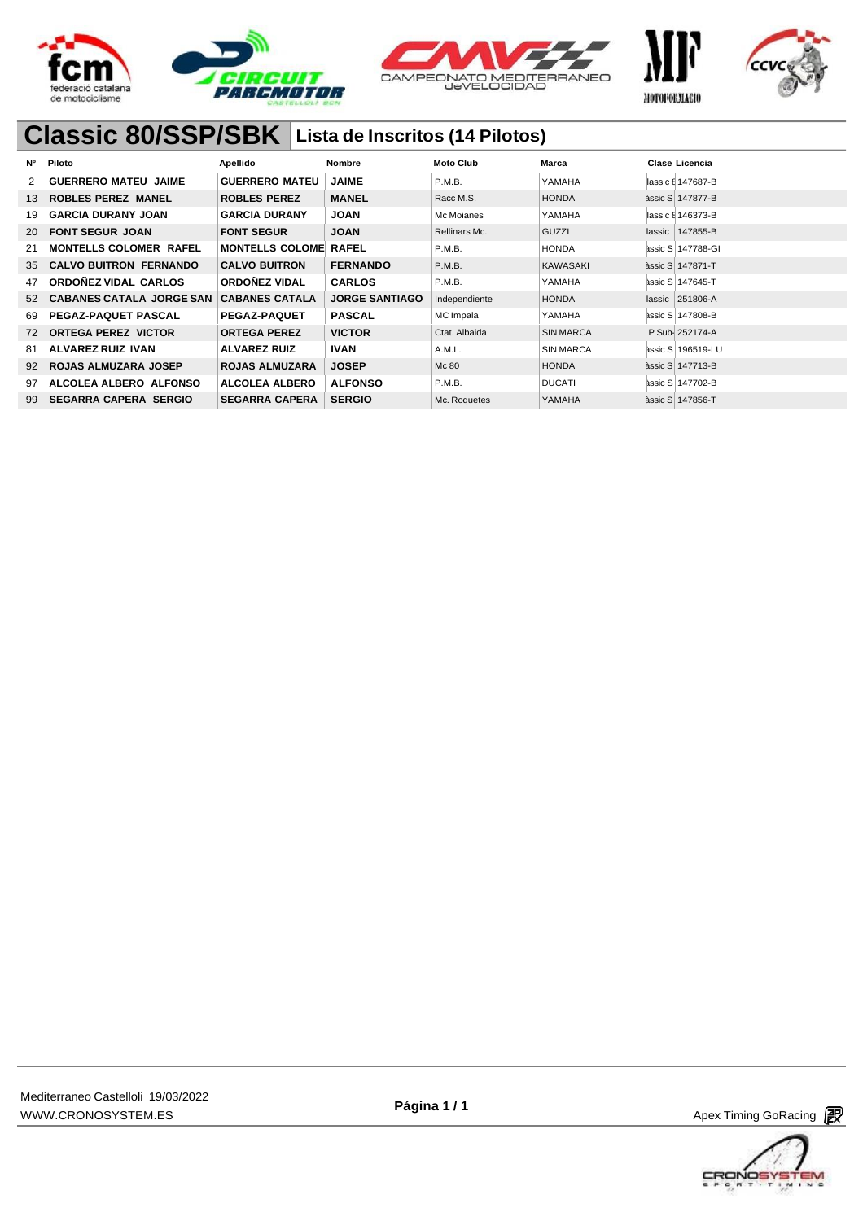# Classic 80/SSP/SBK

## Lista de Inscritos (14 Pilotos)

| Nº | Piloto | Apellido | Nombre | Moto Club | Marca | Clase | Licencia |
|---|---|---|---|---|---|---|---|
| 2 | GUERRERO MATEU JAIME | GUERRERO MATEU | JAIME | P.M.B. | YAMAHA | lassic 8 | 147687-B |
| 13 | ROBLES PEREZ MANEL | ROBLES PEREZ | MANEL | Racc M.S. | HONDA | assic S | 147877-B |
| 19 | GARCIA DURANY JOAN | GARCIA DURANY | JOAN | Mc Moianes | YAMAHA | lassic 8 | 146373-B |
| 20 | FONT SEGUR JOAN | FONT SEGUR | JOAN | Rellinars Mc. | GUZZI | lassic | 147855-B |
| 21 | MONTELLS COLOMER RAFEL | MONTELLS COLOME | RAFEL | P.M.B. | HONDA | assic S | 147788-GI |
| 35 | CALVO BUITRON FERNANDO | CALVO BUITRON | FERNANDO | P.M.B. | KAWASAKI | assic S | 147871-T |
| 47 | ORDOÑEZ VIDAL CARLOS | ORDOÑEZ VIDAL | CARLOS | P.M.B. | YAMAHA | assic S | 147645-T |
| 52 | CABANES CATALA JORGE SAN | CABANES CATALA | JORGE SANTIAGO | Independiente | HONDA | lassic | 251806-A |
| 69 | PEGAZ-PAQUET PASCAL | PEGAZ-PAQUET | PASCAL | MC Impala | YAMAHA | assic S | 147808-B |
| 72 | ORTEGA PEREZ VICTOR | ORTEGA PEREZ | VICTOR | Ctat. Albaida | SIN MARCA | P Sub- | 252174-A |
| 81 | ALVAREZ RUIZ IVAN | ALVAREZ RUIZ | IVAN | A.M.L. | SIN MARCA | assic S | 196519-LU |
| 92 | ROJAS ALMUZARA JOSEP | ROJAS ALMUZARA | JOSEP | Mc 80 | HONDA | assic S | 147713-B |
| 97 | ALCOLEA ALBERO ALFONSO | ALCOLEA ALBERO | ALFONSO | P.M.B. | DUCATI | assic S | 147702-B |
| 99 | SEGARRA CAPERA SERGIO | SEGARRA CAPERA | SERGIO | Mc. Roquetes | YAMAHA | assic S | 147856-T |

Mediterraneo Castelloli 19/03/2022
WWW.CRONOSYSTEM.ES

Apex Timing GoRacing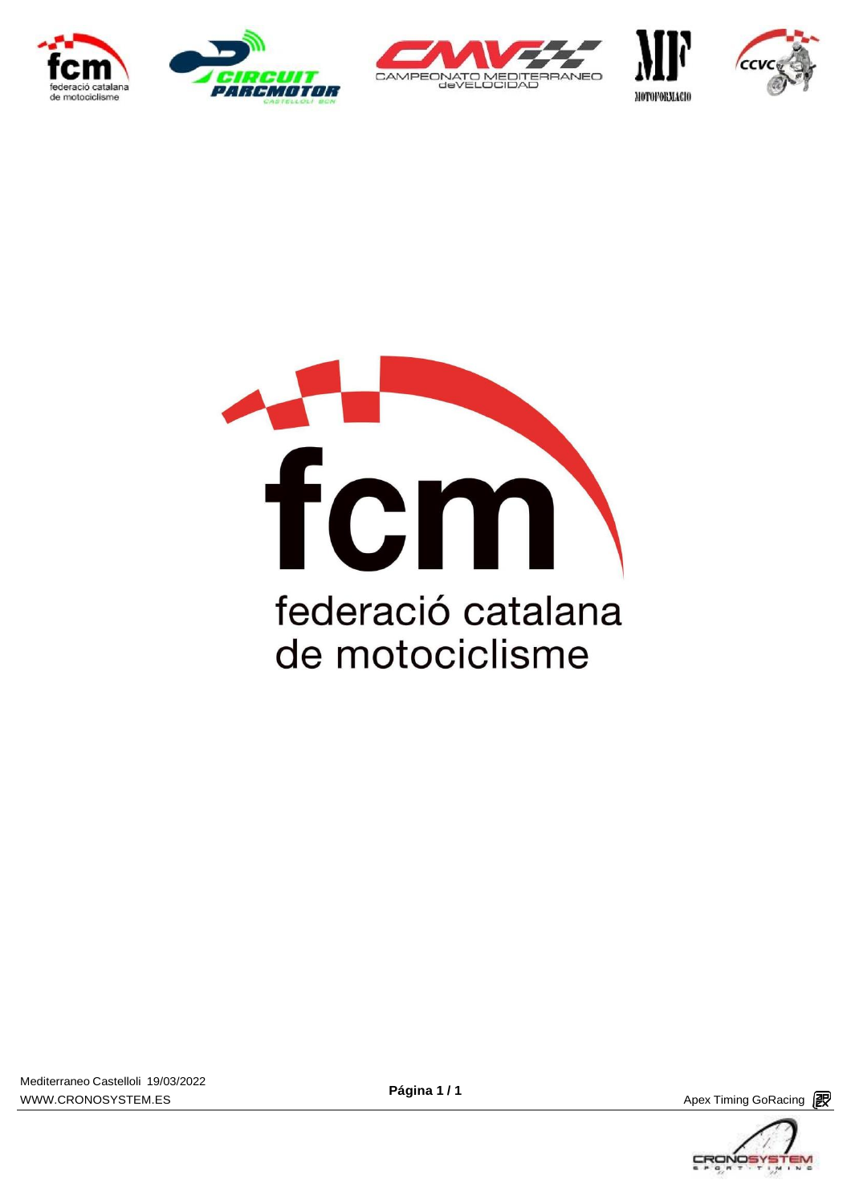fcm

federació catalana
de motociclisme